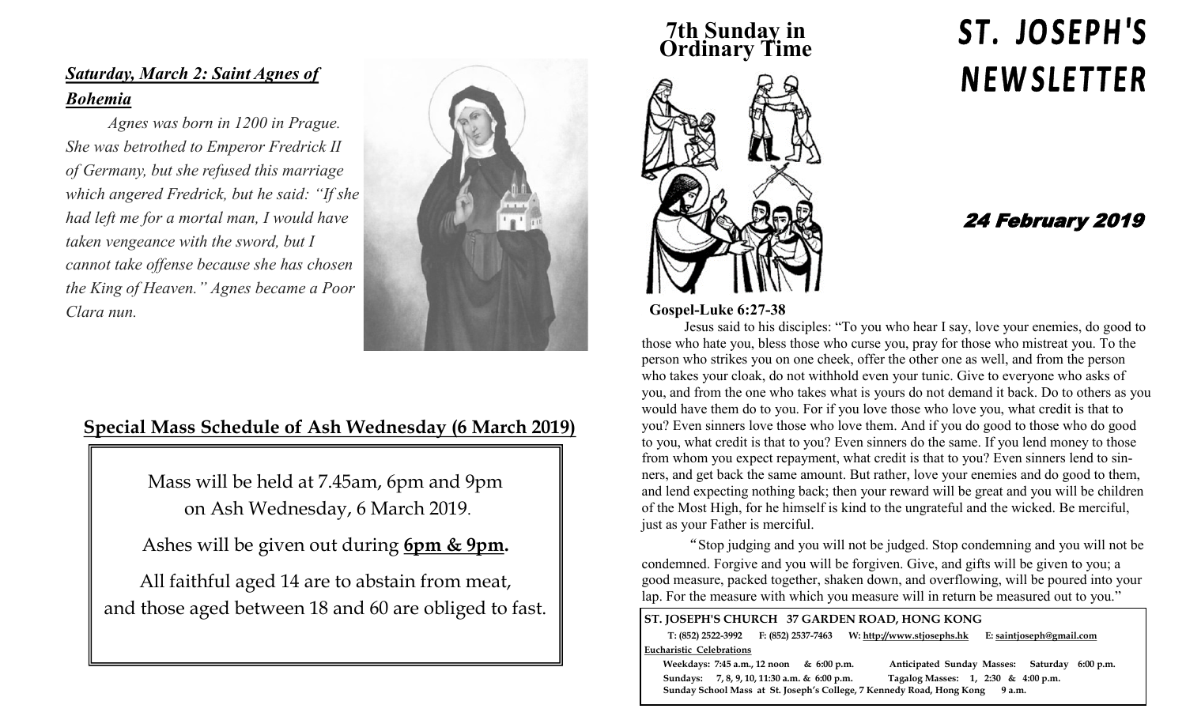# ST. JOSEPH'S NEWSLETTER

## 7th Sunday in Ordinary Time

## 24 February 2019

### Gospel-Luke 6:27-38

Jesus said to his disciples: "To you who hear I say, love your enemies, do good to those who hate you, bless those who curse you, pray for those who mistreat you. To the person who strikes you on one cheek, offer the other one as well, and from the person who takes your cloak, do not withhold even your tunic. Give to everyone who asks of you, and from the one who takes what is yours do not demand it back. Do to others as you would have them do to you. For if you love those who love you, what credit is that to you? Even sinners love those who love them. And if you do good to those who do good to you, what credit is that to you? Even sinners do the same. If you lend money to those from whom you expect repayment, what credit is that to you? Even sinners lend to sinners, and get back the same amount. But rather, love your enemies and do good to them, and lend expecting nothing back; then your reward will be great and you will be children of the Most High, for he himself is kind to the ungrateful and the wicked. Be merciful, just as your Father is merciful.

"Stop judging and you will not be judged. Stop condemning and you will not be condemned. Forgive and you will be forgiven. Give, and gifts will be given to you; a good measure, packed together, shaken down, and overflowing, will be poured into your lap. For the measure with which you measure will in return be measured out to you."

### ***Saturday, March 2: Saint Agnes of Bohemia***

*Agnes was born in 1200 in Prague. She was betrothed to Emperor Fredrick II of Germany, but she refused this marriage which angered Fredrick, but he said: "If she had left me for a mortal man, I would have taken vengeance with the sword, but I cannot take offense because she has chosen the King of Heaven." Agnes became a Poor Clara nun.*

### Special Mass Schedule of Ash Wednesday (6 March 2019)

Mass will be held at 7.45am, 6pm and 9pm on Ash Wednesday, 6 March 2019.

Ashes will be given out during **6pm & 9pm.**

All faithful aged 14 are to abstain from meat, and those aged between 18 and 60 are obliged to fast.

**ST. JOSEPH'S CHURCH 37 GARDEN ROAD, HONG KONG**

T: (852) 2522-3992 F: (852) 2537-7463 W: http://www.stjosephs.hk E: saintjoseph@gmail.com

**Eucharistic Celebrations**

Weekdays: 7:45 a.m., 12 noon & 6:00 p.m. Anticipated Sunday Masses: Saturday 6:00 p.m.

Sundays: 7, 8, 9, 10, 11:30 a.m. & 6:00 p.m. Tagalog Masses: 1, 2:30 & 4:00 p.m.

Sunday School Mass at St. Joseph's College, 7 Kennedy Road, Hong Kong 9 a.m.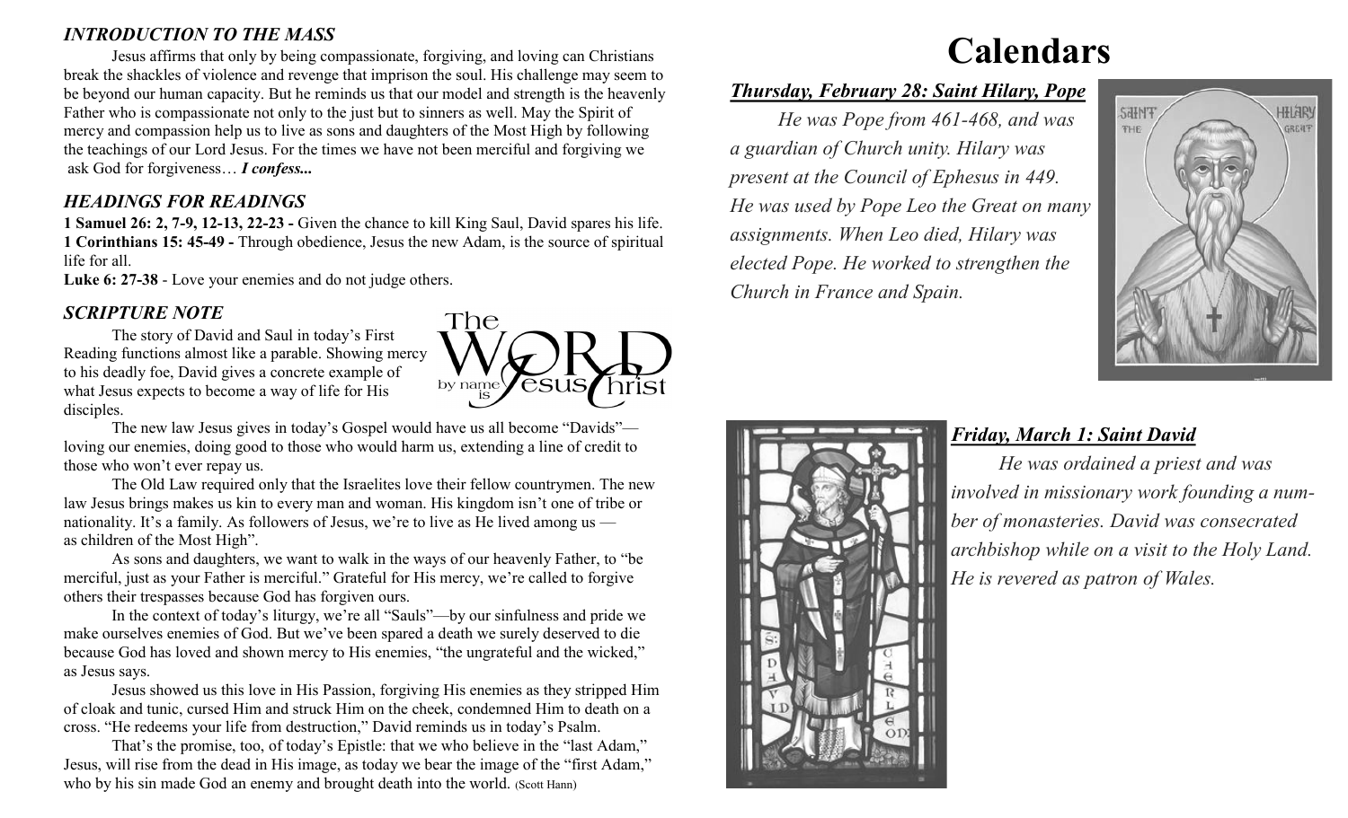### *INTRODUCTION TO THE MASS*

Jesus affirms that only by being compassionate, forgiving, and loving can Christians break the shackles of violence and revenge that imprison the soul. His challenge may seem to be beyond our human capacity. But he reminds us that our model and strength is the heavenly Father who is compassionate not only to the just but to sinners as well. May the Spirit of mercy and compassion help us to live as sons and daughters of the Most High by following the teachings of our Lord Jesus. For the times we have not been merciful and forgiving we ask God for forgiveness… ***I confess...***

### *HEADINGS FOR READINGS*

**1 Samuel 26: 2, 7-9, 12-13, 22-23 -** Given the chance to kill King Saul, David spares his life.
**1 Corinthians 15: 45-49 -** Through obedience, Jesus the new Adam, is the source of spiritual life for all.
**Luke 6: 27-38** - Love your enemies and do not judge others.

### *SCRIPTURE NOTE*

The WORD by name is Jesus Christ

The story of David and Saul in today's First Reading functions almost like a parable. Showing mercy to his deadly foe, David gives a concrete example of what Jesus expects to become a way of life for His disciples.

The new law Jesus gives in today's Gospel would have us all become "Davids"—loving our enemies, doing good to those who would harm us, extending a line of credit to those who won't ever repay us.

The Old Law required only that the Israelites love their fellow countrymen. The new law Jesus brings makes us kin to every man and woman. His kingdom isn't one of tribe or nationality. It's a family. As followers of Jesus, we're to live as He lived among us — as children of the Most High".

As sons and daughters, we want to walk in the ways of our heavenly Father, to "be merciful, just as your Father is merciful." Grateful for His mercy, we're called to forgive others their trespasses because God has forgiven ours.

In the context of today's liturgy, we're all "Sauls"—by our sinfulness and pride we make ourselves enemies of God. But we've been spared a death we surely deserved to die because God has loved and shown mercy to His enemies, "the ungrateful and the wicked," as Jesus says.

Jesus showed us this love in His Passion, forgiving His enemies as they stripped Him of cloak and tunic, cursed Him and struck Him on the cheek, condemned Him to death on a cross. "He redeems your life from destruction," David reminds us in today's Psalm.

That's the promise, too, of today's Epistle: that we who believe in the "last Adam," Jesus, will rise from the dead in His image, as today we bear the image of the "first Adam," who by his sin made God an enemy and brought death into the world. (Scott Hann)

# Calendars

### ***Thursday, February 28: Saint Hilary, Pope***

*He was Pope from 461-468, and was a guardian of Church unity. Hilary was present at the Council of Ephesus in 449. He was used by Pope Leo the Great on many assignments. When Leo died, Hilary was elected Pope. He worked to strengthen the Church in France and Spain.*

### ***Friday, March 1: Saint David***

*He was ordained a priest and was involved in missionary work founding a number of monasteries. David was consecrated archbishop while on a visit to the Holy Land. He is revered as patron of Wales.*